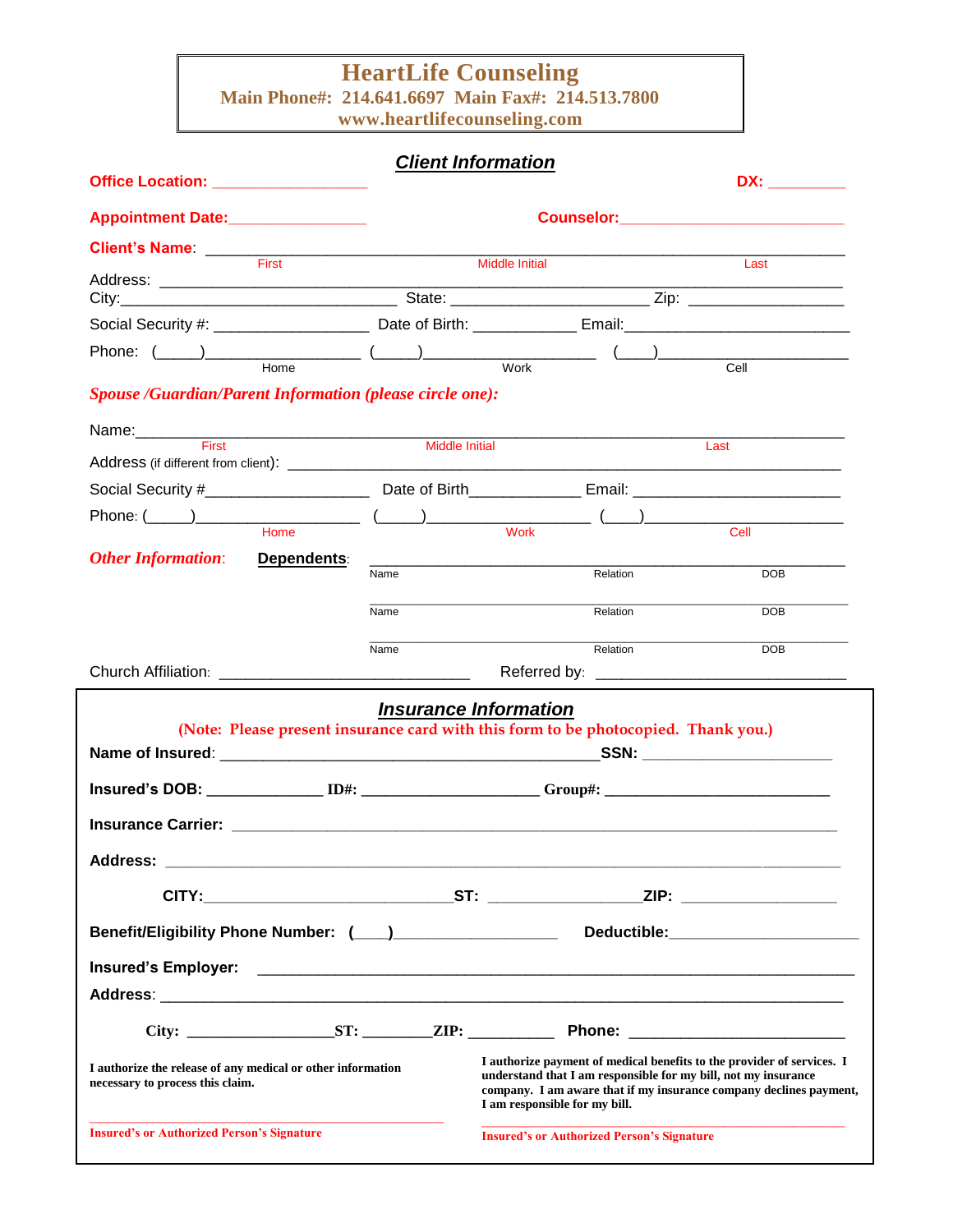# HeartLife Counseling

**Main Phone#: 214.641.6697 Main Fax#: 214.513.7800**

**www.heartlifecounseling.com**

## *Client Information*

**Office Location:** ________________ **DX:** ________

**Appointment Date:**______________ **Counselor:**________________________

**Client's Name**: ______________________________________________________________________
First Middle Initial Last

Address: ______________________________________________________________________

City:____________________________ State: ______________________ Zip: _________________

Social Security #: _________________ Date of Birth: ___________ Email:________________________

Phone: (_____)_________________ (_____)___________________ (____)______________________
Home Work Cell

***Spouse /Guardian/Parent Information (please circle one):***

Name:______________________________________________________________________________
First Middle Initial Last

Address (if different from client): ____________________________________________________

Social Security #__________________ Date of Birth____________ Email: _______________________

Phone: (_____)_________________ (_____)__________________ (____)______________________
Home Work Cell

***Other Information***: **Dependents**:

_____________________________________________________
Name Relation DOB

_____________________________________________________
Name Relation DOB

_____________________________________________________
Name Relation DOB

Church Affiliation: ___________________________ Referred by: ___________________________

## *Insurance Information*

(Note: Please present insurance card with this form to be photocopied. Thank you.)

**Name of Insured**: __________________________________________**SSN:** _____________________

**Insured's DOB:** _____________ **ID#:** ____________________ **Group#:** ________________________

**Insurance Carrier:** ______________________________________________________________________

**Address:** ______________________________________________________________________________

**CITY:**____________________________**ST:** _________________**ZIP:** _________________

**Benefit/Eligibility Phone Number: (____)**__________________ **Deductible:**_____________________

**Insured's Employer:** ______________________________________________________________________

**Address**: ______________________________________________________________________________

**City:** _________________**ST:** ________**ZIP:** __________ **Phone:** ________________________

**I authorize the release of any medical or other information necessary to process this claim.**

______________________________________________
**Insured's or Authorized Person's Signature**

**I authorize payment of medical benefits to the provider of services. I understand that I am responsible for my bill, not my insurance company. I am aware that if my insurance company declines payment, I am responsible for my bill.**

______________________________________________
**Insured's or Authorized Person's Signature**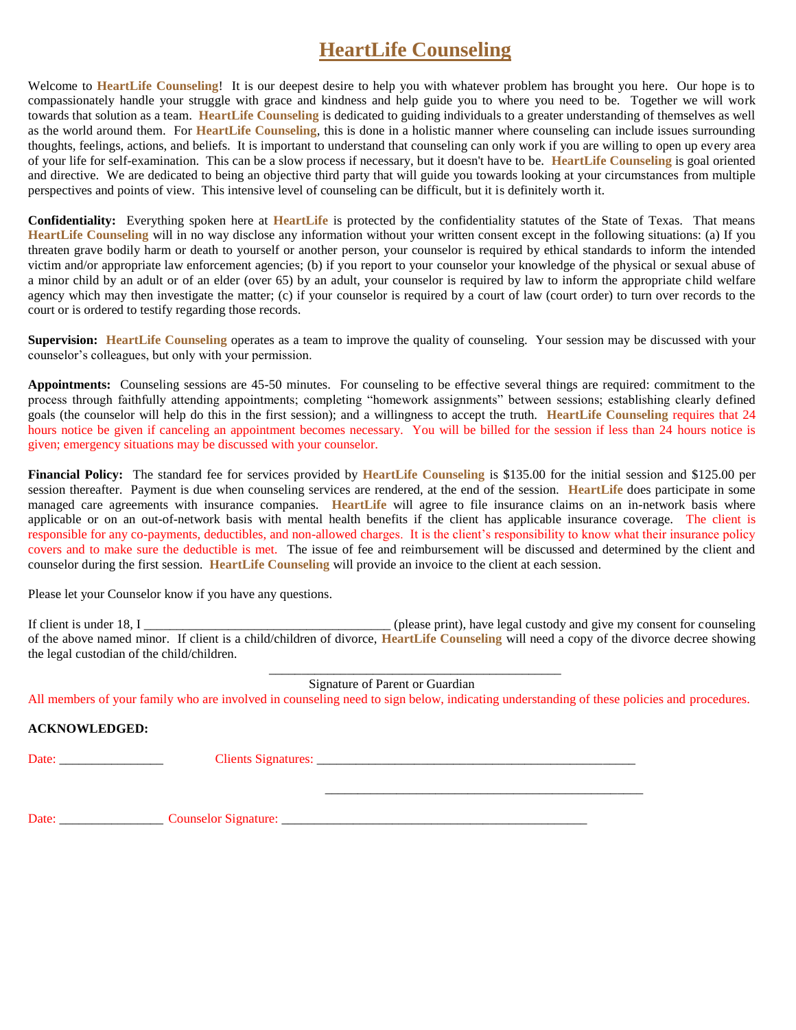# HeartLife Counseling

Welcome to **HeartLife Counseling**! It is our deepest desire to help you with whatever problem has brought you here. Our hope is to compassionately handle your struggle with grace and kindness and help guide you to where you need to be. Together we will work towards that solution as a team. **HeartLife Counseling** is dedicated to guiding individuals to a greater understanding of themselves as well as the world around them. For **HeartLife Counseling**, this is done in a holistic manner where counseling can include issues surrounding thoughts, feelings, actions, and beliefs. It is important to understand that counseling can only work if you are willing to open up every area of your life for self-examination. This can be a slow process if necessary, but it doesn't have to be. **HeartLife Counseling** is goal oriented and directive. We are dedicated to being an objective third party that will guide you towards looking at your circumstances from multiple perspectives and points of view. This intensive level of counseling can be difficult, but it is definitely worth it.

**Confidentiality:** Everything spoken here at **HeartLife** is protected by the confidentiality statutes of the State of Texas. That means **HeartLife Counseling** will in no way disclose any information without your written consent except in the following situations: (a) If you threaten grave bodily harm or death to yourself or another person, your counselor is required by ethical standards to inform the intended victim and/or appropriate law enforcement agencies; (b) if you report to your counselor your knowledge of the physical or sexual abuse of a minor child by an adult or of an elder (over 65) by an adult, your counselor is required by law to inform the appropriate child welfare agency which may then investigate the matter; (c) if your counselor is required by a court of law (court order) to turn over records to the court or is ordered to testify regarding those records.

**Supervision:** **HeartLife Counseling** operates as a team to improve the quality of counseling. Your session may be discussed with your counselor's colleagues, but only with your permission.

**Appointments:** Counseling sessions are 45-50 minutes. For counseling to be effective several things are required: commitment to the process through faithfully attending appointments; completing "homework assignments" between sessions; establishing clearly defined goals (the counselor will help do this in the first session); and a willingness to accept the truth. **HeartLife Counseling** requires that 24 hours notice be given if canceling an appointment becomes necessary. You will be billed for the session if less than 24 hours notice is given; emergency situations may be discussed with your counselor.

**Financial Policy:** The standard fee for services provided by **HeartLife Counseling** is $135.00 for the initial session and $125.00 per session thereafter. Payment is due when counseling services are rendered, at the end of the session. **HeartLife** does participate in some managed care agreements with insurance companies. **HeartLife** will agree to file insurance claims on an in-network basis where applicable or on an out-of-network basis with mental health benefits if the client has applicable insurance coverage. The client is responsible for any co-payments, deductibles, and non-allowed charges. It is the client's responsibility to know what their insurance policy covers and to make sure the deductible is met. The issue of fee and reimbursement will be discussed and determined by the client and counselor during the first session. **HeartLife Counseling** will provide an invoice to the client at each session.

Please let your Counselor know if you have any questions.

If client is under 18, I ____________________________________ (please print), have legal custody and give my consent for counseling of the above named minor. If client is a child/children of divorce, **HeartLife Counseling** will need a copy of the divorce decree showing the legal custodian of the child/children.

_____________________________________________

Signature of Parent or Guardian

All members of your family who are involved in counseling need to sign below, indicating understanding of these policies and procedures.

**ACKNOWLEDGED:**

Date: ________________ Clients Signatures: __________________________________________________

__________________________________________________

Date: ________________ Counselor Signature: ______________________________________________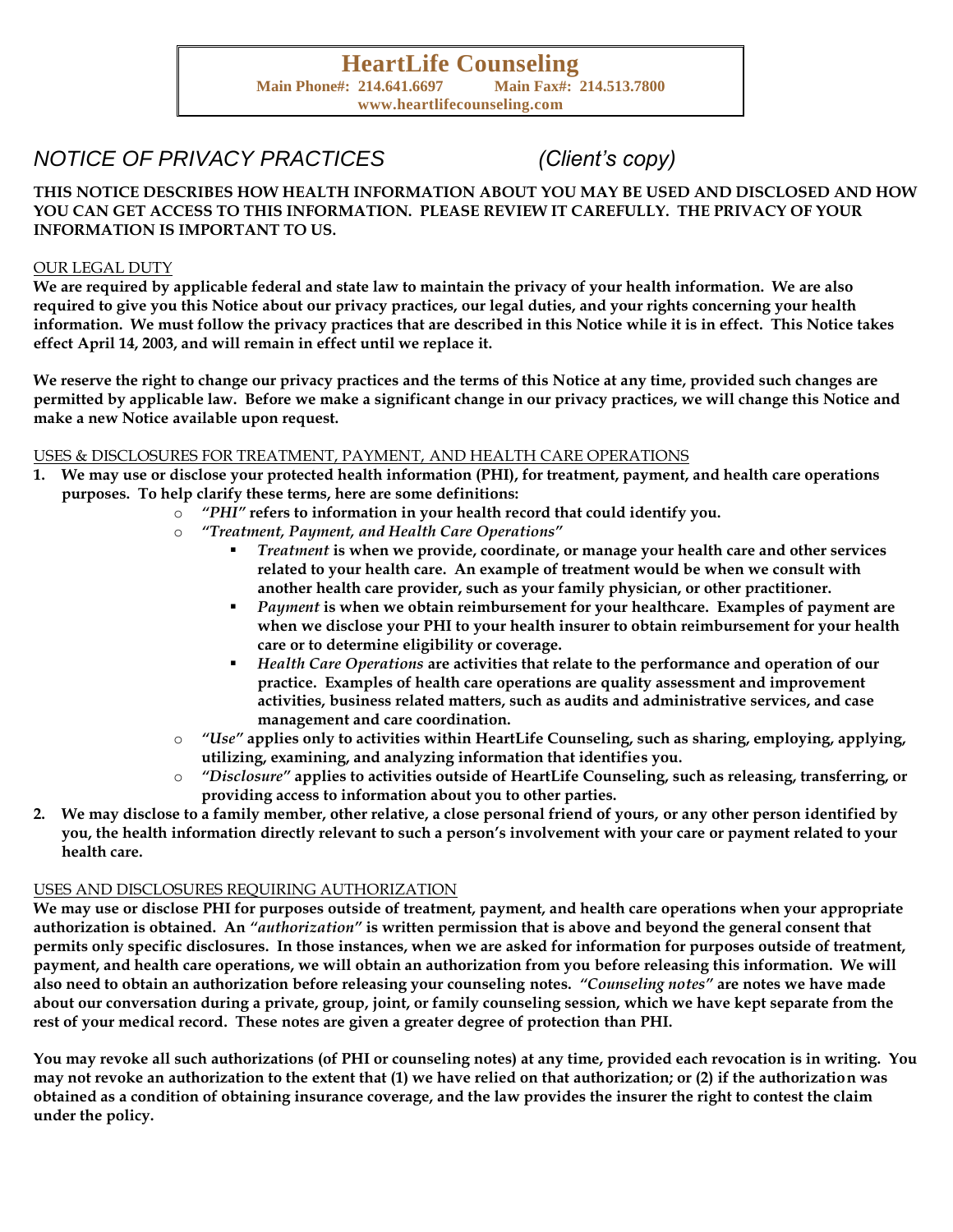**HeartLife Counseling**
**Main Phone#: 214.641.6697 Main Fax#: 214.513.7800**
**www.heartlifecounseling.com**

# *NOTICE OF PRIVACY PRACTICES (Client's copy)*

**THIS NOTICE DESCRIBES HOW HEALTH INFORMATION ABOUT YOU MAY BE USED AND DISCLOSED AND HOW YOU CAN GET ACCESS TO THIS INFORMATION. PLEASE REVIEW IT CAREFULLY. THE PRIVACY OF YOUR INFORMATION IS IMPORTANT TO US.**

## OUR LEGAL DUTY

**We are required by applicable federal and state law to maintain the privacy of your health information. We are also required to give you this Notice about our privacy practices, our legal duties, and your rights concerning your health information. We must follow the privacy practices that are described in this Notice while it is in effect. This Notice takes effect April 14, 2003, and will remain in effect until we replace it.**

**We reserve the right to change our privacy practices and the terms of this Notice at any time, provided such changes are permitted by applicable law. Before we make a significant change in our privacy practices, we will change this Notice and make a new Notice available upon request.**

## USES & DISCLOSURES FOR TREATMENT, PAYMENT, AND HEALTH CARE OPERATIONS

1. **We may use or disclose your protected health information (PHI), for treatment, payment, and health care operations purposes. To help clarify these terms, here are some definitions:**
   - ***"PHI"* refers to information in your health record that could identify you.**
   - ***"Treatment, Payment, and Health Care Operations"***
     - ***Treatment* is when we provide, coordinate, or manage your health care and other services related to your health care. An example of treatment would be when we consult with another health care provider, such as your family physician, or other practitioner.**
     - ***Payment* is when we obtain reimbursement for your healthcare. Examples of payment are when we disclose your PHI to your health insurer to obtain reimbursement for your health care or to determine eligibility or coverage.**
     - ***Health Care Operations* are activities that relate to the performance and operation of our practice. Examples of health care operations are quality assessment and improvement activities, business related matters, such as audits and administrative services, and case management and care coordination.**
   - ***"Use"* applies only to activities within HeartLife Counseling, such as sharing, employing, applying, utilizing, examining, and analyzing information that identifies you.**
   - ***"Disclosure"* applies to activities outside of HeartLife Counseling, such as releasing, transferring, or providing access to information about you to other parties.**
2. **We may disclose to a family member, other relative, a close personal friend of yours, or any other person identified by you, the health information directly relevant to such a person's involvement with your care or payment related to your health care.**

## USES AND DISCLOSURES REQUIRING AUTHORIZATION

**We may use or disclose PHI for purposes outside of treatment, payment, and health care operations when your appropriate authorization is obtained. An *"authorization"* is written permission that is above and beyond the general consent that permits only specific disclosures. In those instances, when we are asked for information for purposes outside of treatment, payment, and health care operations, we will obtain an authorization from you before releasing this information. We will also need to obtain an authorization before releasing your counseling notes. *"Counseling notes"* are notes we have made about our conversation during a private, group, joint, or family counseling session, which we have kept separate from the rest of your medical record. These notes are given a greater degree of protection than PHI.**

**You may revoke all such authorizations (of PHI or counseling notes) at any time, provided each revocation is in writing. You may not revoke an authorization to the extent that (1) we have relied on that authorization; or (2) if the authorization was obtained as a condition of obtaining insurance coverage, and the law provides the insurer the right to contest the claim under the policy.**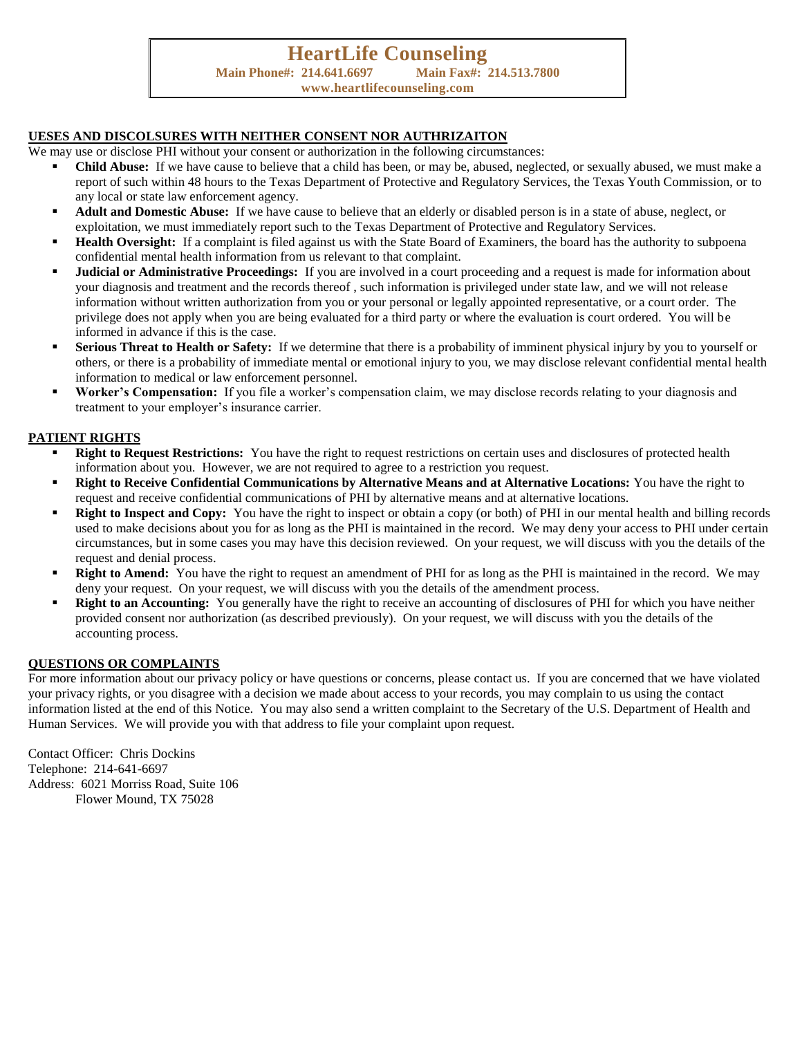# HeartLife Counseling

**Main Phone#: 214.641.6697 Main Fax#: 214.513.7800**

**www.heartlifecounseling.com**

## UESES AND DISCOLSURES WITH NEITHER CONSENT NOR AUTHRIZAITON

We may use or disclose PHI without your consent or authorization in the following circumstances:

- **Child Abuse:** If we have cause to believe that a child has been, or may be, abused, neglected, or sexually abused, we must make a report of such within 48 hours to the Texas Department of Protective and Regulatory Services, the Texas Youth Commission, or to any local or state law enforcement agency.
- **Adult and Domestic Abuse:** If we have cause to believe that an elderly or disabled person is in a state of abuse, neglect, or exploitation, we must immediately report such to the Texas Department of Protective and Regulatory Services.
- **Health Oversight:** If a complaint is filed against us with the State Board of Examiners, the board has the authority to subpoena confidential mental health information from us relevant to that complaint.
- **Judicial or Administrative Proceedings:** If you are involved in a court proceeding and a request is made for information about your diagnosis and treatment and the records thereof , such information is privileged under state law, and we will not release information without written authorization from you or your personal or legally appointed representative, or a court order. The privilege does not apply when you are being evaluated for a third party or where the evaluation is court ordered. You will be informed in advance if this is the case.
- **Serious Threat to Health or Safety:** If we determine that there is a probability of imminent physical injury by you to yourself or others, or there is a probability of immediate mental or emotional injury to you, we may disclose relevant confidential mental health information to medical or law enforcement personnel.
- **Worker's Compensation:** If you file a worker's compensation claim, we may disclose records relating to your diagnosis and treatment to your employer's insurance carrier.

## PATIENT RIGHTS

- **Right to Request Restrictions:** You have the right to request restrictions on certain uses and disclosures of protected health information about you. However, we are not required to agree to a restriction you request.
- **Right to Receive Confidential Communications by Alternative Means and at Alternative Locations:** You have the right to request and receive confidential communications of PHI by alternative means and at alternative locations.
- **Right to Inspect and Copy:** You have the right to inspect or obtain a copy (or both) of PHI in our mental health and billing records used to make decisions about you for as long as the PHI is maintained in the record. We may deny your access to PHI under certain circumstances, but in some cases you may have this decision reviewed. On your request, we will discuss with you the details of the request and denial process.
- **Right to Amend:** You have the right to request an amendment of PHI for as long as the PHI is maintained in the record. We may deny your request. On your request, we will discuss with you the details of the amendment process.
- **Right to an Accounting:** You generally have the right to receive an accounting of disclosures of PHI for which you have neither provided consent nor authorization (as described previously). On your request, we will discuss with you the details of the accounting process.

## QUESTIONS OR COMPLAINTS

For more information about our privacy policy or have questions or concerns, please contact us. If you are concerned that we have violated your privacy rights, or you disagree with a decision we made about access to your records, you may complain to us using the contact information listed at the end of this Notice. You may also send a written complaint to the Secretary of the U.S. Department of Health and Human Services. We will provide you with that address to file your complaint upon request.

Contact Officer: Chris Dockins
Telephone: 214-641-6697
Address: 6021 Morriss Road, Suite 106
Flower Mound, TX 75028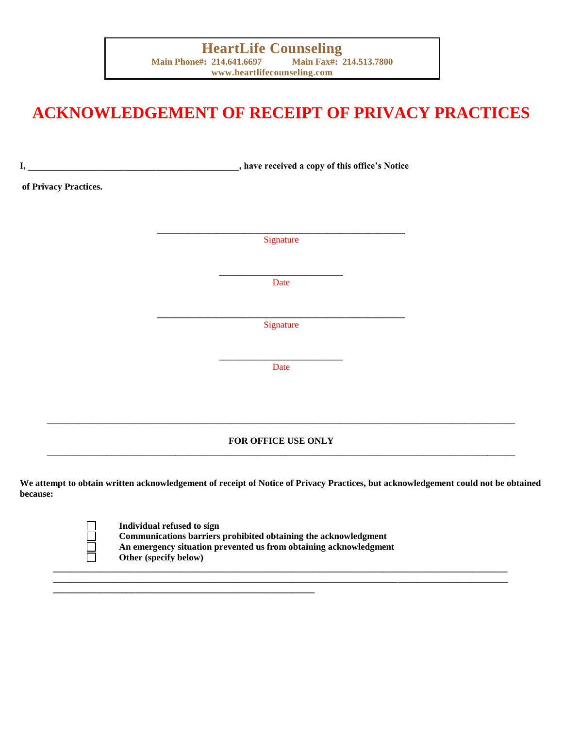**HeartLife Counseling**
**Main Phone#: 214.641.6697 Main Fax#: 214.513.7800**
**www.heartlifecounseling.com**

# ACKNOWLEDGEMENT OF RECEIPT OF PRIVACY PRACTICES

**I, _______________________________________________, have received a copy of this office's Notice of Privacy Practices.**

_______________________________________________
Signature

________________________
Date

_______________________________________________
Signature

________________________
Date

---

**FOR OFFICE USE ONLY**

---

**We attempt to obtain written acknowledgement of receipt of Notice of Privacy Practices, but acknowledgement could not be obtained because:**

- ☐ **Individual refused to sign**
- ☐ **Communications barriers prohibited obtaining the acknowledgment**
- ☐ **An emergency situation prevented us from obtaining acknowledgment**
- ☐ **Other (specify below)**

_____________________________________________________________________________________
_____________________________________________________________________________________
_______________________________________________________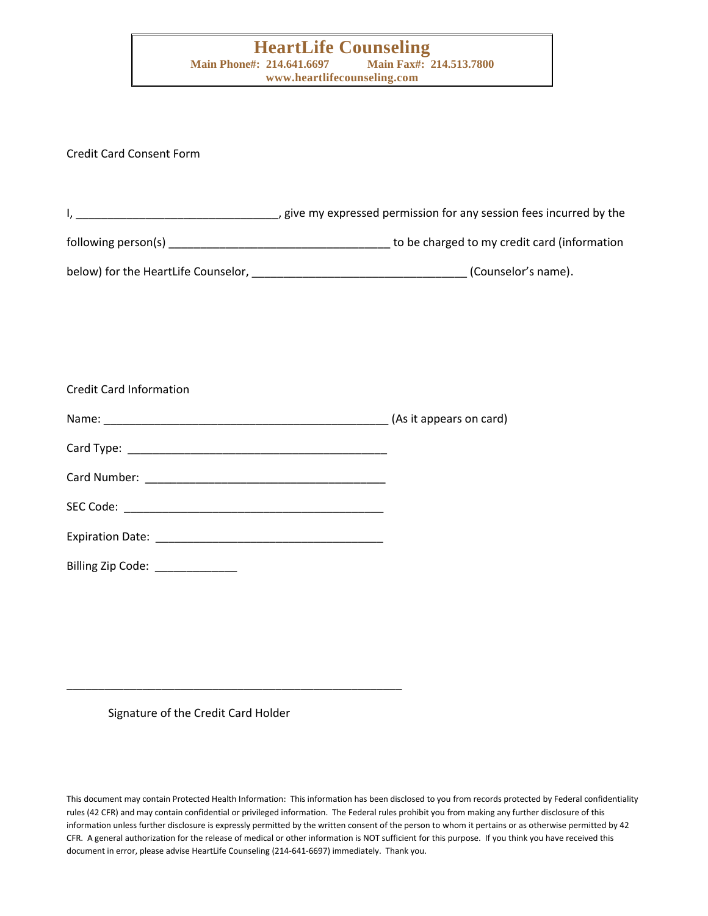# HeartLife Counseling

**Main Phone#: 214.641.6697 Main Fax#: 214.513.7800**
**www.heartlifecounseling.com**

Credit Card Consent Form

I, _______________________________, give my expressed permission for any session fees incurred by the following person(s) ___________________________________ to be charged to my credit card (information below) for the HeartLife Counselor, ________________________________ (Counselor's name).

Credit Card Information

Name: ______________________________________________ (As it appears on card)

Card Type: _________________________________________

Card Number: ______________________________________

SEC Code: _________________________________________

Expiration Date: ____________________________________

Billing Zip Code: _____________

_____________________________________________________

Signature of the Credit Card Holder

This document may contain Protected Health Information: This information has been disclosed to you from records protected by Federal confidentiality rules (42 CFR) and may contain confidential or privileged information. The Federal rules prohibit you from making any further disclosure of this information unless further disclosure is expressly permitted by the written consent of the person to whom it pertains or as otherwise permitted by 42 CFR. A general authorization for the release of medical or other information is NOT sufficient for this purpose. If you think you have received this document in error, please advise HeartLife Counseling (214-641-6697) immediately. Thank you.